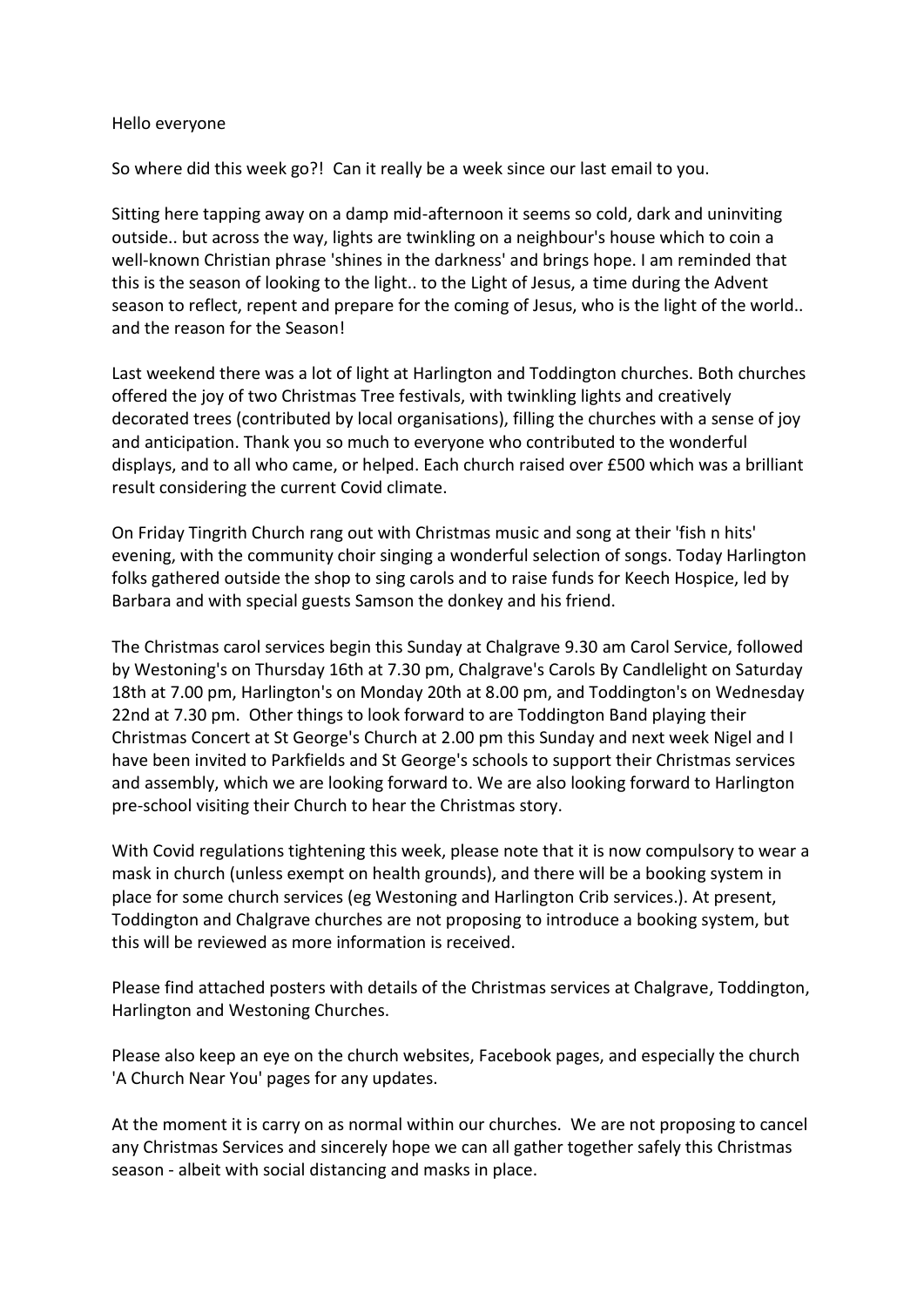Hello everyone

So where did this week go?! Can it really be a week since our last email to you.

Sitting here tapping away on a damp mid-afternoon it seems so cold, dark and uninviting outside.. but across the way, lights are twinkling on a neighbour's house which to coin a well-known Christian phrase 'shines in the darkness' and brings hope. I am reminded that this is the season of looking to the light.. to the Light of Jesus, a time during the Advent season to reflect, repent and prepare for the coming of Jesus, who is the light of the world.. and the reason for the Season!

Last weekend there was a lot of light at Harlington and Toddington churches. Both churches offered the joy of two Christmas Tree festivals, with twinkling lights and creatively decorated trees (contributed by local organisations), filling the churches with a sense of joy and anticipation. Thank you so much to everyone who contributed to the wonderful displays, and to all who came, or helped. Each church raised over £500 which was a brilliant result considering the current Covid climate.

On Friday Tingrith Church rang out with Christmas music and song at their 'fish n hits' evening, with the community choir singing a wonderful selection of songs. Today Harlington folks gathered outside the shop to sing carols and to raise funds for Keech Hospice, led by Barbara and with special guests Samson the donkey and his friend.

The Christmas carol services begin this Sunday at Chalgrave 9.30 am Carol Service, followed by Westoning's on Thursday 16th at 7.30 pm, Chalgrave's Carols By Candlelight on Saturday 18th at 7.00 pm, Harlington's on Monday 20th at 8.00 pm, and Toddington's on Wednesday 22nd at 7.30 pm. Other things to look forward to are Toddington Band playing their Christmas Concert at St George's Church at 2.00 pm this Sunday and next week Nigel and I have been invited to Parkfields and St George's schools to support their Christmas services and assembly, which we are looking forward to. We are also looking forward to Harlington pre-school visiting their Church to hear the Christmas story.

With Covid regulations tightening this week, please note that it is now compulsory to wear a mask in church (unless exempt on health grounds), and there will be a booking system in place for some church services (eg Westoning and Harlington Crib services.). At present, Toddington and Chalgrave churches are not proposing to introduce a booking system, but this will be reviewed as more information is received.

Please find attached posters with details of the Christmas services at Chalgrave, Toddington, Harlington and Westoning Churches.

Please also keep an eye on the church websites, Facebook pages, and especially the church 'A Church Near You' pages for any updates.

At the moment it is carry on as normal within our churches. We are not proposing to cancel any Christmas Services and sincerely hope we can all gather together safely this Christmas season - albeit with social distancing and masks in place.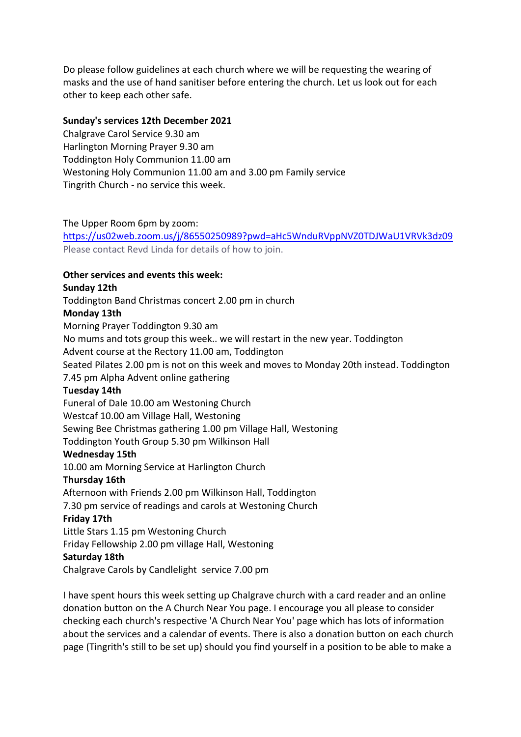Do please follow guidelines at each church where we will be requesting the wearing of masks and the use of hand sanitiser before entering the church. Let us look out for each other to keep each other safe.

**Sunday's services 12th December 2021**
Chalgrave Carol Service 9.30 am
Harlington Morning Prayer 9.30 am
Toddington Holy Communion 11.00 am
Westoning Holy Communion 11.00 am and 3.00 pm Family service
Tingrith Church - no service this week.

The Upper Room 6pm by zoom:
https://us02web.zoom.us/j/86550250989?pwd=aHc5WnduRVppNVZ0TDJWaU1VRVk3dz09
Please contact Revd Linda for details of how to join.

**Other services and events this week:**
**Sunday 12th**
Toddington Band Christmas concert 2.00 pm in church
**Monday 13th**
Morning Prayer Toddington 9.30 am
No mums and tots group this week.. we will restart in the new year. Toddington
Advent course at the Rectory 11.00 am, Toddington
Seated Pilates 2.00 pm is not on this week and moves to Monday 20th instead. Toddington
7.45 pm Alpha Advent online gathering
**Tuesday 14th**
Funeral of Dale 10.00 am Westoning Church
Westcaf 10.00 am Village Hall, Westoning
Sewing Bee Christmas gathering 1.00 pm Village Hall, Westoning
Toddington Youth Group 5.30 pm Wilkinson Hall
**Wednesday 15th**
10.00 am Morning Service at Harlington Church
**Thursday 16th**
Afternoon with Friends 2.00 pm Wilkinson Hall, Toddington
7.30 pm service of readings and carols at Westoning Church
**Friday 17th**
Little Stars 1.15 pm Westoning Church
Friday Fellowship 2.00 pm village Hall, Westoning
**Saturday 18th**
Chalgrave Carols by Candlelight service 7.00 pm

I have spent hours this week setting up Chalgrave church with a card reader and an online donation button on the A Church Near You page. I encourage you all please to consider checking each church's respective 'A Church Near You' page which has lots of information about the services and a calendar of events. There is also a donation button on each church page (Tingrith's still to be set up) should you find yourself in a position to be able to make a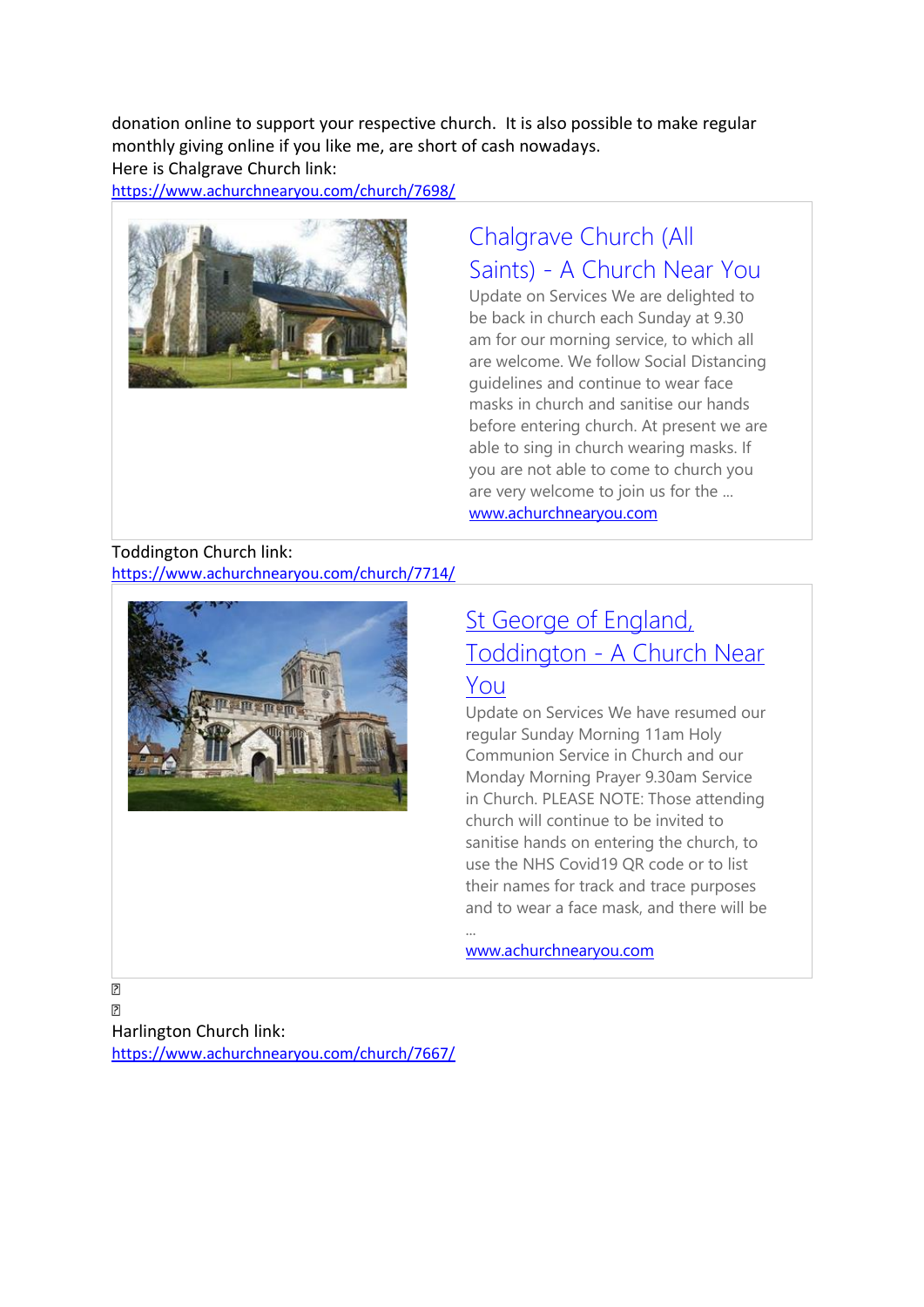donation online to support your respective church. It is also possible to make regular monthly giving online if you like me, are short of cash nowadays.
Here is Chalgrave Church link:
https://www.achurchnearyou.com/church/7698/

Chalgrave Church (All Saints) - A Church Near You

Update on Services We are delighted to be back in church each Sunday at 9.30 am for our morning service, to which all are welcome. We follow Social Distancing guidelines and continue to wear face masks in church and sanitise our hands before entering church. At present we are able to sing in church wearing masks. If you are not able to come to church you are very welcome to join us for the ...
www.achurchnearyou.com

Toddington Church link:
https://www.achurchnearyou.com/church/7714/

St George of England, Toddington - A Church Near You

Update on Services We have resumed our regular Sunday Morning 11am Holy Communion Service in Church and our Monday Morning Prayer 9.30am Service in Church. PLEASE NOTE: Those attending church will continue to be invited to sanitise hands on entering the church, to use the NHS Covid19 QR code or to list their names for track and trace purposes and to wear a face mask, and there will be ...
www.achurchnearyou.com

Harlington Church link:
https://www.achurchnearyou.com/church/7667/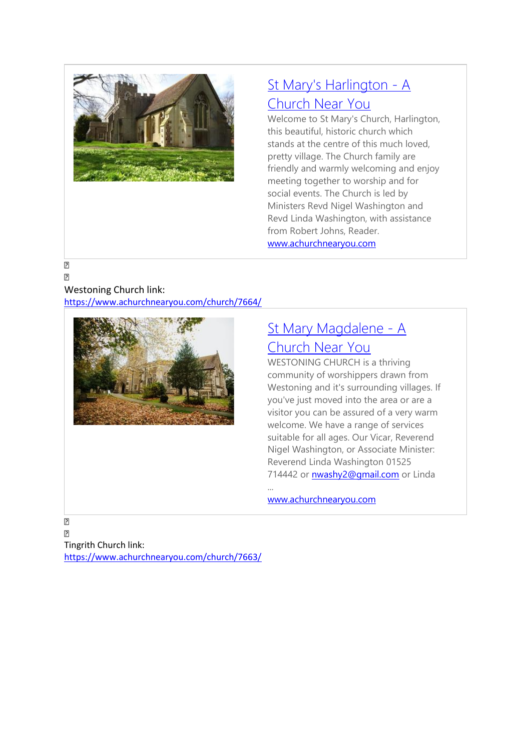[St Mary's Harlington - A Church Near You](www.achurchnearyou.com)

Welcome to St Mary's Church, Harlington, this beautiful, historic church which stands at the centre of this much loved, pretty village. The Church family are friendly and warmly welcoming and enjoy meeting together to worship and for social events. The Church is led by Ministers Revd Nigel Washington and Revd Linda Washington, with assistance from Robert Johns, Reader.

www.achurchnearyou.com

Westoning Church link:
https://www.achurchnearyou.com/church/7664/

[St Mary Magdalene - A Church Near You](www.achurchnearyou.com)

WESTONING CHURCH is a thriving community of worshippers drawn from Westoning and it's surrounding villages. If you've just moved into the area or are a visitor you can be assured of a very warm welcome. We have a range of services suitable for all ages. Our Vicar, Reverend Nigel Washington, or Associate Minister: Reverend Linda Washington 01525 714442 or nwashy2@gmail.com or Linda ...

www.achurchnearyou.com

Tingrith Church link:
https://www.achurchnearyou.com/church/7663/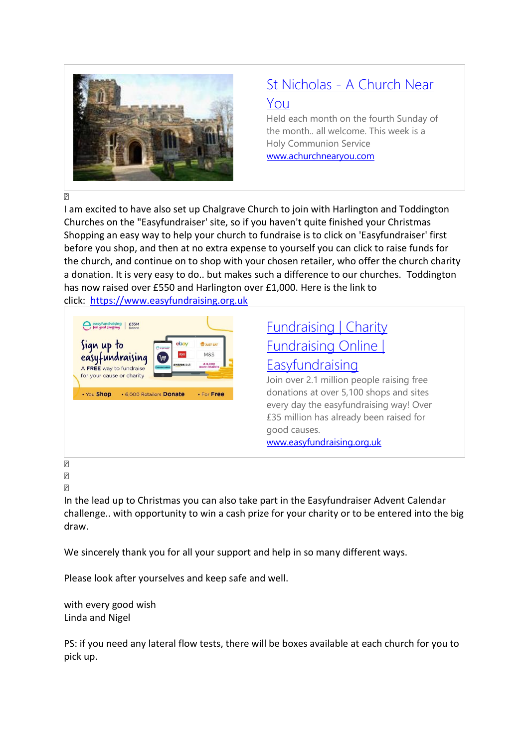[St Nicholas - A Church Near You](www.achurchnearyou.com)

Held each month on the fourth Sunday of the month.. all welcome. This week is a Holy Communion Service

[www.achurchnearyou.com](www.achurchnearyou.com)

I am excited to have also set up Chalgrave Church to join with Harlington and Toddington Churches on the "Easyfundraiser' site, so if you haven't quite finished your Christmas Shopping an easy way to help your church to fundraise is to click on 'Easyfundraiser' first before you shop, and then at no extra expense to yourself you can click to raise funds for the church, and continue on to shop with your chosen retailer, who offer the church charity a donation. It is very easy to do.. but makes such a difference to our churches. Toddington has now raised over £550 and Harlington over £1,000. Here is the link to click: [https://www.easyfundraising.org.uk](https://www.easyfundraising.org.uk)

[Fundraising | Charity Fundraising Online | Easyfundraising](www.easyfundraising.org.uk)

Join over 2.1 million people raising free donations at over 5,100 shops and sites every day the easyfundraising way! Over £35 million has already been raised for good causes.

[www.easyfundraising.org.uk](www.easyfundraising.org.uk)

In the lead up to Christmas you can also take part in the Easyfundraiser Advent Calendar challenge.. with opportunity to win a cash prize for your charity or to be entered into the big draw.

We sincerely thank you for all your support and help in so many different ways.

Please look after yourselves and keep safe and well.

with every good wish
Linda and Nigel

PS: if you need any lateral flow tests, there will be boxes available at each church for you to pick up.